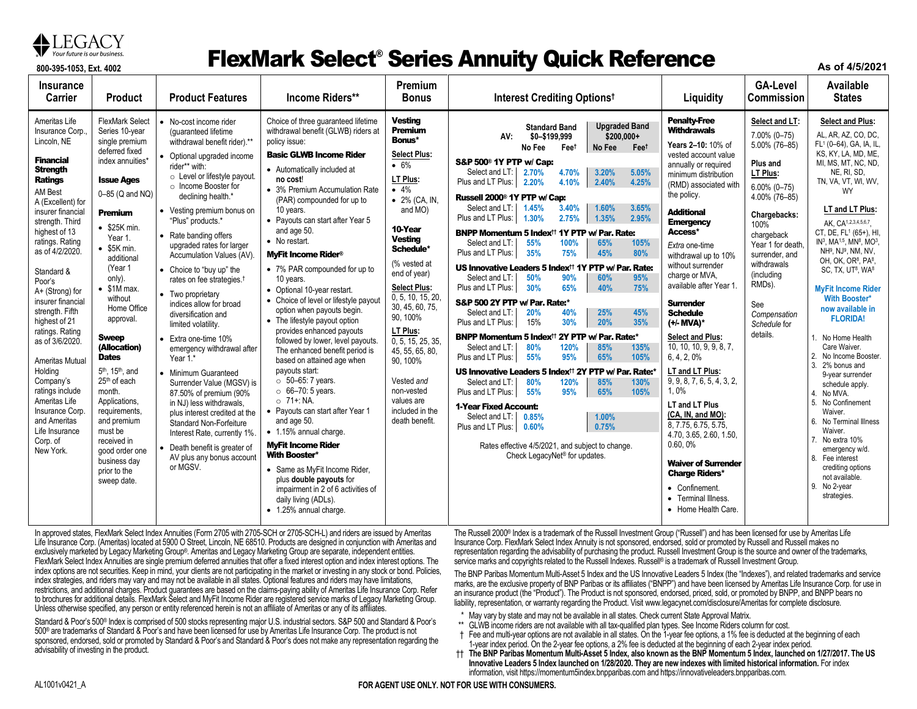LEGACY
*Your future is our business.*

800-395-1053, Ext. 4002

# FlexMark Select® Series Annuity Quick Reference

As of 4/5/2021

## Insurance Carrier

Ameritas Life Insurance Corp., Lincoln, NE

**Financial Strength Ratings**

AM Best A (Excellent) for insurer financial strength. Third highest of 13 ratings. Rating as of 4/2/2020.

Standard & Poor's A+ (Strong) for insurer financial strength. Fifth highest of 21 ratings. Rating as of 3/6/2020.

Ameritas Mutual Holding Company's ratings include Ameritas Life Insurance Corp. and Ameritas Life Insurance Corp. of New York.

## Product

FlexMark Select Series 10-year single premium deferred fixed index annuities*

**Issue Ages**

0–85 (Q and NQ)

**Premium**

- $25K min. Year 1.
- $5K min. additional (Year 1 only).
- $1M max. without Home Office approval.

**Sweep (Allocation) Dates**

5th, 15th, and 25th of each month. Applications, requirements, and premium must be received in good order one business day prior to the sweep date.

## Product Features

- No-cost income rider (guaranteed lifetime withdrawal benefit rider).**
- Optional upgraded income rider** with:
  - Level or lifestyle payout.
  - Income Booster for declining health.*
- Vesting premium bonus on "Plus" products.*
- Rate banding offers upgraded rates for larger Accumulation Values (AV).
- Choice to "buy up" the rates on fee strategies.†
- Two proprietary indices allow for broad diversification and limited volatility.
- Extra one-time 10% emergency withdrawal after Year 1.*
- Minimum Guaranteed Surrender Value (MGSV) is 87.50% of premium (90% in NJ) less withdrawals, plus interest credited at the Standard Non-Forfeiture Interest Rate, currently 1%.
- Death benefit is greater of AV plus any bonus account or MGSV.

## Income Riders**

Choice of three guaranteed lifetime withdrawal benefit (GLWB) riders at policy issue:

**Basic GLWB Income Rider**

- Automatically included at **no cost**!
- 3% Premium Accumulation Rate (PAR) compounded for up to 10 years.
- Payouts can start after Year 5 and age 50.
- No restart.

**MyFit Income Rider®**

- 7% PAR compounded for up to 10 years.
- Optional 10-year restart.
- Choice of level or lifestyle payout option when payouts begin.
- The lifestyle payout option provides enhanced payouts followed by lower, level payouts. The enhanced benefit period is based on attained age when payouts start:
  - 50–65: 7 years.
  - 66–70: 5 years.
  - 71+: NA.
- Payouts can start after Year 1 and age 50.
- 1.15% annual charge.

**MyFit Income Rider With Booster***

- Same as MyFit Income Rider, plus **double payouts** for impairment in 2 of 6 activities of daily living (ADLs).
- 1.25% annual charge.

## Premium Bonus

**Vesting Premium Bonus***

**Select Plus:**
- 6%

**LT Plus:**
- 4%
- 2% (CA, IN, and MO)

**10-Year Vesting Schedule***

(% vested at end of year)

**Select Plus:** 0, 5, 10, 15, 20, 30, 45, 60, 75, 90, 100%

**LT Plus:** 0, 5, 15, 25, 35, 45, 55, 65, 80, 90, 100%

Vested *and* non-vested values are included in the death benefit.

## Interest Crediting Options†

| AV: | Standard Band $0–$199,999 No Fee | Standard Band $0–$199,999 Fee† | Upgraded Band $200,000+ No Fee | Upgraded Band $200,000+ Fee† |
|---|---|---|---|---|
| **S&P 500® 1Y PTP w/ Cap:** | | | | |
| Select and LT: | 2.70% | 4.70% | 3.20% | 5.05% |
| Plus and LT Plus: | 2.20% | 4.10% | 2.40% | 4.25% |
| **Russell 2000® 1Y PTP w/ Cap:** | | | | |
| Select and LT: | 1.45% | 3.40% | 1.60% | 3.65% |
| Plus and LT Plus: | 1.30% | 2.75% | 1.35% | 2.95% |
| **BNPP Momentum 5 Index†† 1Y PTP w/ Par. Rate:** | | | | |
| Select and LT: | 55% | 100% | 65% | 105% |
| Plus and LT Plus: | 35% | 75% | 45% | 80% |
| **US Innovative Leaders 5 Index†† 1Y PTP w/ Par. Rate:** | | | | |
| Select and LT: | 50% | 90% | 60% | 95% |
| Plus and LT Plus: | 30% | 65% | 40% | 75% |
| **S&P 500 2Y PTP w/ Par. Rate:*** | | | | |
| Select and LT: | 20% | 40% | 25% | 45% |
| Plus and LT Plus: | 15% | 30% | 20% | 35% |
| **BNPP Momentum 5 Index†† 2Y PTP w/ Par. Rate:*** | | | | |
| Select and LT: | 80% | 120% | 85% | 135% |
| Plus and LT Plus: | 55% | 95% | 65% | 105% |
| **US Innovative Leaders 5 Index†† 2Y PTP w/ Par. Rate:*** | | | | |
| Select and LT: | 80% | 120% | 85% | 130% |
| Plus and LT Plus: | 55% | 95% | 65% | 105% |
| **1-Year Fixed Account:** | | | | |
| Select and LT: | 0.85% | | 1.00% | |
| Plus and LT Plus: | 0.60% | | 0.75% | |

Rates effective 4/5/2021, and subject to change. Check LegacyNet® for updates.

## Liquidity

**Penalty-Free Withdrawals**

**Years 2–10:** 10% of vested account value annually or required minimum distribution (RMD) associated with the policy.

**Additional Emergency Access***

*Extra* one-time withdrawal up to 10% without surrender charge or MVA, available after Year 1.

**Surrender Schedule (+/- MVA)***

**Select and Plus:** 10, 10, 10, 9, 9, 8, 7, 6, 4, 2, 0%

**LT and LT Plus:** 9, 9, 8, 7, 6, 5, 4, 3, 2, 1, 0%

**LT and LT Plus (CA, IN, and MO):** 8, 7.75, 6.75, 5.75, 4.70, 3.65, 2.60, 1.50, 0.60, 0%

**Waiver of Surrender Charge Riders***

- Confinement.
- Terminal Illness.
- Home Health Care.

## GA-Level Commission

**Select and LT:**
7.00% (0–75)
5.00% (76–85)

**Plus and LT Plus:**
6.00% (0–75)
4.00% (76–85)

**Chargebacks:**
100% chargeback Year 1 for death, surrender, and withdrawals (including RMDs).

See *Compensation Schedule* for details.

## Available States

**Select and Plus:**

AL, AR, AZ, CO, DC, FL[1] (0–64), GA, IA, IL, KS, KY, LA, MD, ME, MI, MS, MT, NC, ND, NE, RI, SD, TN, VA, VT, WI, WV, WY

**LT and LT Plus:**

AK, CA[1,2,3,4,5,6,7], CT, DE, FL[1] (65+), HI, IN[3], MA[1,5], MN[8], MO[3], NH[9], NJ[9], NM, NV, OH, OK, OR[8], PA[8], SC, TX, UT[8], WA[8]

**MyFit Income Rider With Booster* now available in FLORIDA!**

1. No Home Health Care Waiver.
2. No Income Booster.
3. 2% bonus and 9-year surrender schedule apply.
4. No MVA.
5. No Confinement Waiver.
6. No Terminal Illness Waiver.
7. No extra 10% emergency w/d.
8. Fee interest crediting options not available.
9. No 2-year strategies.

---

In approved states, FlexMark Select Index Annuities (Form 2705 with 2705-SCH or 2705-SCH-L) and riders are issued by Ameritas Life Insurance Corp. (Ameritas) located at 5900 O Street, Lincoln, NE 68510. Products are designed in conjunction with Ameritas and exclusively marketed by Legacy Marketing Group®. Ameritas and Legacy Marketing Group are separate, independent entities. FlexMark Select Index Annuities are single premium deferred annuities that offer a fixed interest option and index interest options. The index options are not securities. Keep in mind, your clients are not participating in the market or investing in any stock or bond. Policies, index strategies, and riders may vary and may not be available in all states. Optional features and riders may have limitations, restrictions, and additional charges. Product guarantees are based on the claims-paying ability of Ameritas Life Insurance Corp. Refer to brochures for additional details. FlexMark Select and MyFit Income Rider are registered service marks of Legacy Marketing Group. Unless otherwise specified, any person or entity referenced herein is not an affiliate of Ameritas or any of its affiliates.

Standard & Poor's 500® Index is comprised of 500 stocks representing major U.S. industrial sectors. S&P 500 and Standard & Poor's 500® are trademarks of Standard & Poor's and have been licensed for use by Ameritas Life Insurance Corp. The product is not sponsored, endorsed, sold or promoted by Standard & Poor's and Standard & Poor's does not make any representation regarding the advisability of investing in the product.

The Russell 2000® Index is a trademark of the Russell Investment Group ("Russell") and has been licensed for use by Ameritas Life Insurance Corp. FlexMark Select Index Annuity is not sponsored, endorsed, sold or promoted by Russell and Russell makes no representation regarding the advisability of purchasing the product. Russell Investment Group is the source and owner of the trademarks, service marks and copyrights related to the Russell Indexes. Russell® is a trademark of Russell Investment Group.

The BNP Paribas Momentum Multi-Asset 5 Index and the US Innovative Leaders 5 Index (the "Indexes"), and related trademarks and service marks, are the exclusive property of BNP Paribas or its affiliates ("BNPP") and have been licensed by Ameritas Life Insurance Corp. for use in an insurance product (the "Product"). The Product is not sponsored, endorsed, priced, sold, or promoted by BNPP, and BNPP bears no liability, representation, or warranty regarding the Product. Visit www.legacynet.com/disclosure/Ameritas for complete disclosure.

\* May vary by state and may not be available in all states. Check current State Approval Matrix.

\*\* GLWB income riders are not available with all tax-qualified plan types. See Income Riders column for cost.

† Fee and multi-year options are not available in all states. On the 1-year fee options, a 1% fee is deducted at the beginning of each 1-year index period. On the 2-year fee options, a 2% fee is deducted at the beginning of each 2-year index period.

†† **The BNP Paribas Momentum Multi-Asset 5 Index, also known as the BNP Momentum 5 Index, launched on 1/27/2017. The US Innovative Leaders 5 Index launched on 1/28/2020. They are new indexes with limited historical information.** For index information, visit https://momentum5index.bnpparibas.com and https://innovativeleaders.bnpparibas.com.

AL1001v0421_A

**FOR AGENT USE ONLY. NOT FOR USE WITH CONSUMERS.**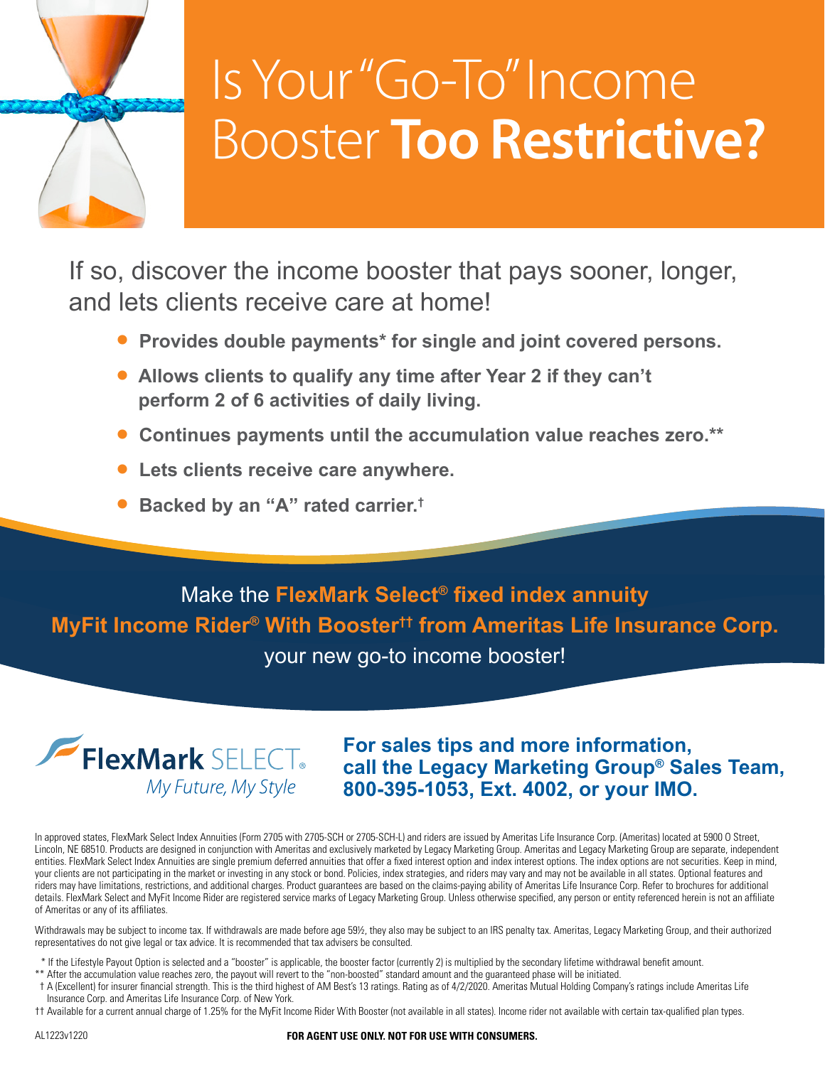# Is Your "Go-To" Income Booster **Too Restrictive?**

If so, discover the income booster that pays sooner, longer, and lets clients receive care at home!

- **Provides double payments* for single and joint covered persons.**
- **Allows clients to qualify any time after Year 2 if they can't perform 2 of 6 activities of daily living.**
- **Continues payments until the accumulation value reaches zero.****
- **Lets clients receive care anywhere.**
- **Backed by an "A" rated carrier.†**

Make the **FlexMark Select® fixed index annuity MyFit Income Rider® With Booster†† from Ameritas Life Insurance Corp.** your new go-to income booster!

FlexMark SELECT®
*My Future, My Style*

**For sales tips and more information, call the Legacy Marketing Group® Sales Team, 800-395-1053, Ext. 4002, or your IMO.**

In approved states, FlexMark Select Index Annuities (Form 2705 with 2705-SCH or 2705-SCH-L) and riders are issued by Ameritas Life Insurance Corp. (Ameritas) located at 5900 O Street, Lincoln, NE 68510. Products are designed in conjunction with Ameritas and exclusively marketed by Legacy Marketing Group. Ameritas and Legacy Marketing Group are separate, independent entities. FlexMark Select Index Annuities are single premium deferred annuities that offer a fixed interest option and index interest options. The index options are not securities. Keep in mind, your clients are not participating in the market or investing in any stock or bond. Policies, index strategies, and riders may vary and may not be available in all states. Optional features and riders may have limitations, restrictions, and additional charges. Product guarantees are based on the claims-paying ability of Ameritas Life Insurance Corp. Refer to brochures for additional details. FlexMark Select and MyFit Income Rider are registered service marks of Legacy Marketing Group. Unless otherwise specified, any person or entity referenced herein is not an affiliate of Ameritas or any of its affiliates.

Withdrawals may be subject to income tax. If withdrawals are made before age 59½, they also may be subject to an IRS penalty tax. Ameritas, Legacy Marketing Group, and their authorized representatives do not give legal or tax advice. It is recommended that tax advisers be consulted.

\* If the Lifestyle Payout Option is selected and a "booster" is applicable, the booster factor (currently 2) is multiplied by the secondary lifetime withdrawal benefit amount.

\*\* After the accumulation value reaches zero, the payout will revert to the "non-boosted" standard amount and the guaranteed phase will be initiated.

† A (Excellent) for insurer financial strength. This is the third highest of AM Best's 13 ratings. Rating as of 4/2/2020. Ameritas Mutual Holding Company's ratings include Ameritas Life Insurance Corp. and Ameritas Life Insurance Corp. of New York.

†† Available for a current annual charge of 1.25% for the MyFit Income Rider With Booster (not available in all states). Income rider not available with certain tax-qualified plan types.

AL1223v1220

**FOR AGENT USE ONLY. NOT FOR USE WITH CONSUMERS.**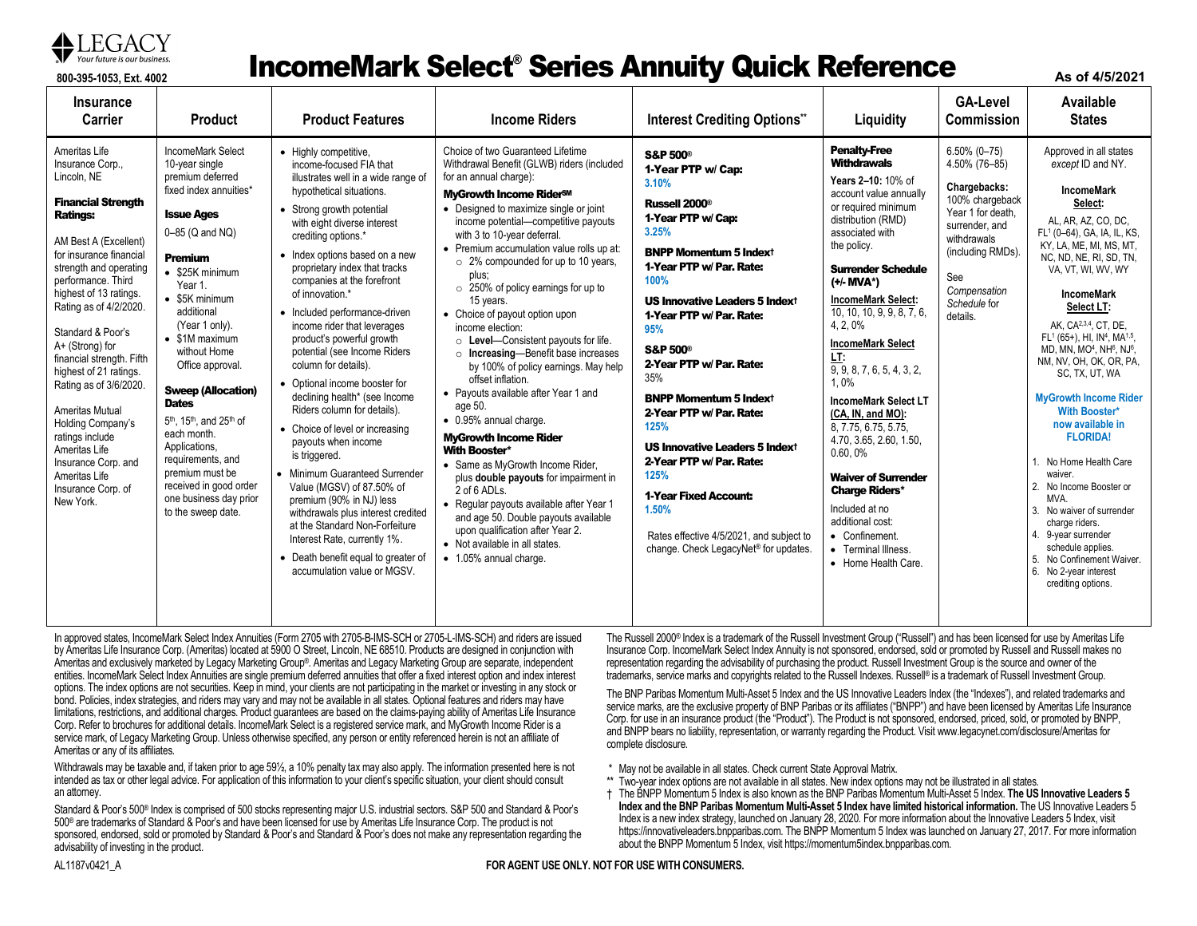LEGACY
*Your future is our business.*

800-395-1053, Ext. 4002

# IncomeMark Select® Series Annuity Quick Reference

As of 4/5/2021

| Insurance Carrier | Product | Product Features | Income Riders | Interest Crediting Options** | Liquidity | GA-Level Commission | Available States |
|---|---|---|---|---|---|---|---|
| Ameritas Life Insurance Corp., Lincoln, NE<br><br>**Financial Strength Ratings:**<br><br>AM Best A (Excellent) for insurance financial strength and operating performance. Third highest of 13 ratings. Rating as of 4/2/2020.<br><br>Standard & Poor's A+ (Strong) for financial strength. Fifth highest of 21 ratings. Rating as of 3/6/2020.<br><br>Ameritas Mutual Holding Company's ratings include Ameritas Life Insurance Corp. and Ameritas Life Insurance Corp. of New York. | IncomeMark Select 10-year single premium deferred fixed index annuities*<br><br>**Issue Ages**<br>0–85 (Q and NQ)<br><br>**Premium**<br>• \$25K minimum Year 1.<br>• \$5K minimum additional (Year 1 only).<br>• \$1M maximum without Home Office approval.<br><br>**Sweep (Allocation) Dates**<br>5th, 15th, and 25th of each month. Applications, requirements, and premium must be received in good order one business day prior to the sweep date. | • Highly competitive, income-focused FIA that illustrates well in a wide range of hypothetical situations.<br>• Strong growth potential with eight diverse interest crediting options.*<br>• Index options based on a new proprietary index that tracks companies at the forefront of innovation.*<br>• Included performance-driven income rider that leverages product's powerful growth potential (see Income Riders column for details).<br>• Optional income booster for declining health* (see Income Riders column for details).<br>• Choice of level or increasing payouts when income is triggered.<br>• Minimum Guaranteed Surrender Value (MGSV) of 87.50% of premium (90% in NJ) less withdrawals plus interest credited at the Standard Non-Forfeiture Interest Rate, currently 1%.<br>• Death benefit equal to greater of accumulation value or MGSV. | Choice of two Guaranteed Lifetime Withdrawal Benefit (GLWB) riders (included for an annual charge):<br><br>**MyGrowth Income Rider℠**<br>• Designed to maximize single or joint income potential—competitive payouts with 3 to 10-year deferral.<br>• Premium accumulation value rolls up at:<br>  ○ 2% compounded for up to 10 years, plus;<br>  ○ 250% of policy earnings for up to 15 years.<br>• Choice of payout option upon income election:<br>  ○ **Level**—Consistent payouts for life.<br>  ○ **Increasing**—Benefit base increases by 100% of policy earnings. May help offset inflation.<br>• Payouts available after Year 1 and age 50.<br>• 0.95% annual charge.<br><br>**MyGrowth Income Rider With Booster***<br>• Same as MyGrowth Income Rider, plus **double payouts** for impairment in 2 of 6 ADLs.<br>• Regular payouts available after Year 1 and age 50. Double payouts available upon qualification after Year 2.<br>• Not available in all states.<br>• 1.05% annual charge. | **S&P 500®**<br>**1-Year PTP w/ Cap:**<br>3.10%<br><br>**Russell 2000®**<br>**1-Year PTP w/ Cap:**<br>3.25%<br><br>**BNPP Momentum 5 Index†**<br>**1-Year PTP w/ Par. Rate:**<br>100%<br><br>**US Innovative Leaders 5 Index†**<br>**1-Year PTP w/ Par. Rate:**<br>95%<br><br>**S&P 500®**<br>**2-Year PTP w/ Par. Rate:**<br>35%<br><br>**BNPP Momentum 5 Index†**<br>**2-Year PTP w/ Par. Rate:**<br>125%<br><br>**US Innovative Leaders 5 Index†**<br>**2-Year PTP w/ Par. Rate:**<br>125%<br><br>**1-Year Fixed Account:**<br>1.50%<br><br>Rates effective 4/5/2021, and subject to change. Check LegacyNet® for updates. | **Penalty-Free Withdrawals**<br>**Years 2–10:** 10% of account value annually or required minimum distribution (RMD) associated with the policy.<br><br>**Surrender Schedule (+/- MVA*)**<br>**IncomeMark Select:**<br>10, 10, 10, 9, 9, 8, 7, 6, 4, 2, 0%<br><br>**IncomeMark Select LT:**<br>9, 9, 8, 7, 6, 5, 4, 3, 2, 1, 0%<br><br>**IncomeMark Select LT (CA, IN, and MO):**<br>8, 7.75, 6.75, 5.75, 4.70, 3.65, 2.60, 1.50, 0.60, 0%<br><br>**Waiver of Surrender Charge Riders***<br>Included at no additional cost:<br>• Confinement.<br>• Terminal Illness.<br>• Home Health Care. | 6.50% (0–75)<br>4.50% (76–85)<br><br>**Chargebacks:**<br>100% chargeback Year 1 for death, surrender, and withdrawals (including RMDs).<br><br>See *Compensation Schedule* for details. | Approved in all states *except* ID and NY.<br><br>**IncomeMark Select:**<br>AL, AR, AZ, CO, DC, FL[1] (0–64), GA, IA, IL, KS, KY, LA, ME, MI, MS, MT, NC, ND, NE, RI, SD, TN, VA, VT, WI, WV, WY<br><br>**IncomeMark Select LT:**<br>AK, CA[2,3,4], CT, DE, FL[1] (65+), HI, IN[4], MA[1,5], MD, MN, MO[4], NH[6], NJ[6], NM, NV, OH, OK, OR, PA, SC, TX, UT, WA<br><br>**MyGrowth Income Rider With Booster* now available in FLORIDA!**<br><br>1. No Home Health Care waiver.<br>2. No Income Booster or MVA.<br>3. No waiver of surrender charge riders.<br>4. 9-year surrender schedule applies.<br>5. No Confinement Waiver.<br>6. No 2-year interest crediting options. |

In approved states, IncomeMark Select Index Annuities (Form 2705 with 2705-B-IMS-SCH or 2705-L-IMS-SCH) and riders are issued by Ameritas Life Insurance Corp. (Ameritas) located at 5900 O Street, Lincoln, NE 68510. Products are designed in conjunction with Ameritas and exclusively marketed by Legacy Marketing Group®. Ameritas and Legacy Marketing Group are separate, independent entities. IncomeMark Select Index Annuities are single premium deferred annuities that offer a fixed interest option and index interest options. The index options are not securities. Keep in mind, your clients are not participating in the market or investing in any stock or bond. Policies, index strategies, and riders may vary and may not be available in all states. Optional features and riders may have limitations, restrictions, and additional charges. Product guarantees are based on the claims-paying ability of Ameritas Life Insurance Corp. Refer to brochures for additional details. IncomeMark Select is a registered service mark, and MyGrowth Income Rider is a service mark, of Legacy Marketing Group. Unless otherwise specified, any person or entity referenced herein is not an affiliate of Ameritas or any of its affiliates.

Withdrawals may be taxable and, if taken prior to age 59½, a 10% penalty tax may also apply. The information presented here is not intended as tax or other legal advice. For application of this information to your client's specific situation, your client should consult an attorney.

Standard & Poor's 500® Index is comprised of 500 stocks representing major U.S. industrial sectors. S&P 500 and Standard & Poor's 500® are trademarks of Standard & Poor's and have been licensed for use by Ameritas Life Insurance Corp. The product is not sponsored, endorsed, sold or promoted by Standard & Poor's and Standard & Poor's does not make any representation regarding the advisability of investing in the product.

The Russell 2000® Index is a trademark of the Russell Investment Group ("Russell") and has been licensed for use by Ameritas Life Insurance Corp. IncomeMark Select Index Annuity is not sponsored, endorsed, sold or promoted by Russell and Russell makes no representation regarding the advisability of purchasing the product. Russell Investment Group is the source and owner of the trademarks, service marks and copyrights related to the Russell Indexes. Russell® is a trademark of Russell Investment Group.

The BNP Paribas Momentum Multi-Asset 5 Index and the US Innovative Leaders Index (the "Indexes"), and related trademarks and service marks, are the exclusive property of BNP Paribas or its affiliates ("BNPP") and have been licensed by Ameritas Life Insurance Corp. for use in an insurance product (the "Product"). The Product is not sponsored, endorsed, sold, or promoted by BNPP, and BNPP bears no liability, representation, or warranty regarding the Product. Visit www.legacynet.com/disclosure/Ameritas for complete disclosure.

\* May not be available in all states. Check current State Approval Matrix.

\*\* Two-year index options are not available in all states. New index options may not be illustrated in all states.

† The BNPP Momentum 5 Index is also known as the BNP Paribas Momentum Multi-Asset 5 Index. **The US Innovative Leaders 5 Index and the BNP Paribas Momentum Multi-Asset 5 Index have limited historical information.** The US Innovative Leaders 5 Index is a new index strategy, launched on January 28, 2020. For more information about the Innovative Leaders 5 Index, visit https://innovativeleaders.bnpparibas.com. The BNPP Momentum 5 Index was launched on January 27, 2017. For more information about the BNPP Momentum 5 Index, visit https://momentum5index.bnpparibas.com.

AL1187v0421_A

**FOR AGENT USE ONLY. NOT FOR USE WITH CONSUMERS.**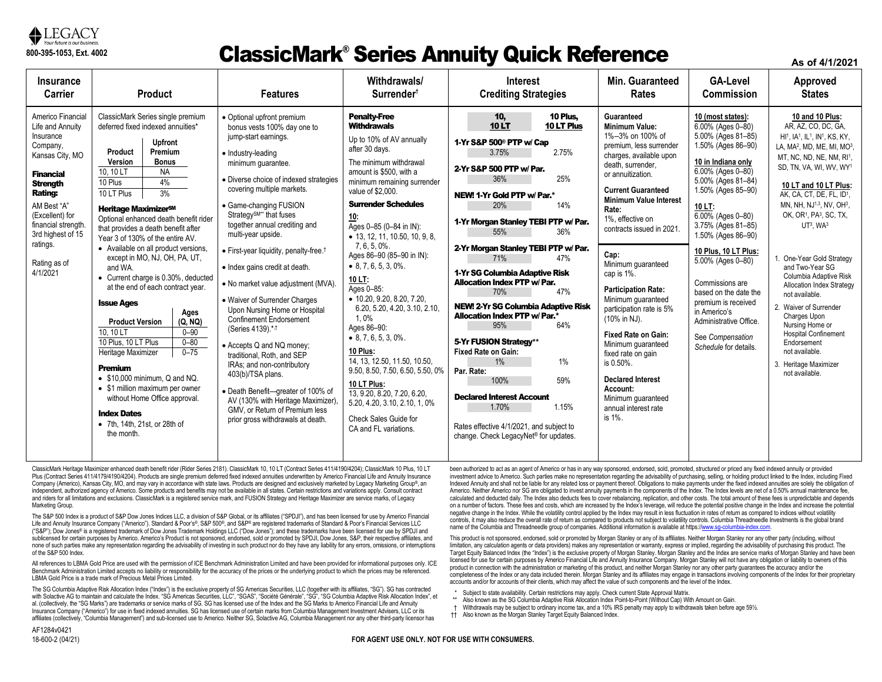LEGACY
Your future is our business.

800-395-1053, Ext. 4002

# ClassicMark® Series Annuity Quick Reference

As of 4/1/2021

## Insurance Carrier

Americo Financial Life and Annuity Insurance Company, Kansas City, MO

**Financial Strength Rating:**
AM Best "A" (Excellent) for financial strength. 3rd highest of 15 ratings.

Rating as of 4/1/2021

## Product

ClassicMark Series single premium deferred fixed indexed annuities*

| Product Version | Upfront Premium Bonus |
|---|---|
| 10, 10 LT | NA |
| 10 Plus | 4% |
| 10 LT Plus | 3% |

**Heritage Maximizer℠**
Optional enhanced death benefit rider that provides a death benefit after Year 3 of 130% of the entire AV.

- Available on all product versions, except in MO, NJ, OH, PA, UT, and WA.
- Current charge is 0.30%, deducted at the end of each contract year.

**Issue Ages**

| Product Version | Ages (Q, NQ) |
|---|---|
| 10, 10 LT | 0–90 |
| 10 Plus, 10 LT Plus | 0–80 |
| Heritage Maximizer | 0–75 |

**Premium**
- $10,000 minimum, Q and NQ.
- $1 million maximum per owner without Home Office approval.

**Index Dates**
- 7th, 14th, 21st, or 28th of the month.

## Features

- Optional upfront premium bonus vests 100% day one to jump-start earnings.
- Industry-leading minimum guarantee.
- Diverse choice of indexed strategies covering multiple markets.
- Game-changing FUSION Strategy℠** that fuses together annual crediting and multi-year upside.
- First-year liquidity, penalty-free.†
- Index gains credit at death.
- No market value adjustment (MVA).
- Waiver of Surrender Charges Upon Nursing Home or Hospital Confinement Endorsement (Series 4139).*,†
- Accepts Q and NQ money; traditional, Roth, and SEP IRAs; and non-contributory 403(b)/TSA plans.
- Death Benefit—greater of 100% of AV (130% with Heritage Maximizer), GMV, or Return of Premium less prior gross withdrawals at death.

## Withdrawals/Surrender†

**Penalty-Free Withdrawals**

Up to 10% of AV annually after 30 days.

The minimum withdrawal amount is $500, with a minimum remaining surrender value of $2,000.

**Surrender Schedules**

**10:**
Ages 0–85 (0–84 in IN):
- 13, 12, 11, 10.50, 10, 9, 8, 7, 6, 5, 0%.

Ages 86–90 (85–90 in IN):
- 8, 7, 6, 5, 3, 0%.

**10 LT:**
Ages 0–85:
- 10.20, 9.20, 8.20, 7.20, 6.20, 5.20, 4.20, 3.10, 2.10, 1, 0%

Ages 86–90:
- 8, 7, 6, 5, 3, 0%.

**10 Plus:**
14, 13, 12.50, 11.50, 10.50, 9.50, 8.50, 7.50, 6.50, 5.50, 0%

**10 LT Plus:**
13, 9.20, 8.20, 7.20, 6.20, 5.20, 4.20, 3.10, 2.10, 1, 0%

Check Sales Guide for CA and FL variations.

## Interest Crediting Strategies

| Strategy | 10, 10 LT | 10 Plus, 10 LT Plus |
|---|---|---|
| 1-Yr S&P 500® PTP w/ Cap | 3.75% | 2.75% |
| 2-Yr S&P 500 PTP w/ Par. | 36% | 25% |
| NEW! 1-Yr Gold PTP w/ Par.* | 20% | 14% |
| 1-Yr Morgan Stanley TEBI PTP w/ Par. | 55% | 36% |
| 2-Yr Morgan Stanley TEBI PTP w/ Par. | 71% | 47% |
| 1-Yr SG Columbia Adaptive Risk Allocation Index PTP w/ Par. | 70% | 47% |
| NEW! 2-Yr SG Columbia Adaptive Risk Allocation Index PTP w/ Par.* | 95% | 64% |
| 5-Yr FUSION Strategy** — Fixed Rate on Gain: | 1% | 1% |
| 5-Yr FUSION Strategy** — Par. Rate: | 100% | 59% |
| Declared Interest Account | 1.70% | 1.15% |

Rates effective 4/1/2021, and subject to change. Check LegacyNet® for updates.

## Min. Guaranteed Rates

**Guaranteed Minimum Value:**
1%–3% on 100% of premium, less surrender charges, available upon death, surrender, or annuitization.

**Current Guaranteed Minimum Value Interest Rate:**
1%, effective on contracts issued in 2021.

**Cap:**
Minimum guaranteed cap is 1%.

**Participation Rate:**
Minimum guaranteed participation rate is 5% (10% in NJ).

**Fixed Rate on Gain:**
Minimum guaranteed fixed rate on gain is 0.50%.

**Declared Interest Account:**
Minimum guaranteed annual interest rate is 1%.

## GA-Level Commission

**10 (most states):**
6.00% (Ages 0–80)
5.00% (Ages 81–85)
1.50% (Ages 86–90)

**10 in Indiana only**
6.00% (Ages 0–80)
5.00% (Ages 81–84)
1.50% (Ages 85–90)

**10 LT:**
6.00% (Ages 0–80)
3.75% (Ages 81–85)
1.50% (Ages 86–90)

**10 Plus, 10 LT Plus:**
5.00% (Ages 0–80)

Commissions are based on the date the premium is received in Americo's Administrative Office.

See *Compensation Schedule* for details.

## Approved States

**10 and 10 Plus:**
AR, AZ, CO, DC, GA, HI[1], IA[1], IL[1], IN[1], KS, KY, LA, MA[2], MD, ME, MI, MO[3], MT, NC, ND, NE, NM, RI[1], SD, TN, VA, WI, WV, WY[1]

**10 LT and 10 LT Plus:**
AK, CA, CT, DE, FL, ID[1], MN, NH, NJ[1,3], NV, OH[3], OK, OR[1], PA[3], SC, TX, UT[3], WA[3]

1. One-Year Gold Strategy and Two-Year SG Columbia Adaptive Risk Allocation Index Strategy not available.
2. Waiver of Surrender Charges Upon Nursing Home or Hospital Confinement Endorsement not available.
3. Heritage Maximizer not available.

---

ClassicMark Heritage Maximizer enhanced death benefit rider (Rider Series 2181). ClassicMark 10, 10 LT (Contract Series 411/4190/4204); ClassicMark 10 Plus, 10 LT Plus (Contract Series 411/4179/4190/4204). Products are single premium deferred fixed indexed annuities underwritten by Americo Financial Life and Annuity Insurance Company (Americo), Kansas City, MO, and may vary in accordance with state laws. Products are designed and exclusively marketed by Legacy Marketing Group®, an independent, authorized agency of Americo. Some products and benefits may not be available in all states. Certain restrictions and variations apply. Consult contract and riders for all limitations and exclusions. ClassicMark is a registered service mark, and FUSION Strategy and Heritage Maximizer are service marks, of Legacy Marketing Group.

The S&P 500 Index is a product of S&P Dow Jones Indices LLC, a division of S&P Global, or its affiliates ("SPDJI"), and has been licensed for use by Americo Financial Life and Annuity Insurance Company ("Americo"). Standard & Poor's®, S&P 500®, and S&P® are registered trademarks of Standard & Poor's Financial Services LLC ("S&P"); Dow Jones® is a registered trademark of Dow Jones Trademark Holdings LLC ("Dow Jones"); and these trademarks have been licensed for use by SPDJI and sublicensed for certain purposes by Americo. Americo's Product is not sponsored, endorsed, sold or promoted by SPDJI, Dow Jones, S&P, their respective affiliates, and none of such parties make any representation regarding the advisability of investing in such product nor do they have any liability for any errors, omissions, or interruptions of the S&P 500 Index.

All references to LBMA Gold Price are used with the permission of ICE Benchmark Administration Limited and have been provided for informational purposes only. ICE Benchmark Administration Limited accepts no liability or responsibility for the accuracy of the prices or the underlying product to which the prices may be referenced. LBMA Gold Price is a trade mark of Precious Metal Prices Limited.

The SG Columbia Adaptive Risk Allocation Index ("Index") is the exclusive property of SG Americas Securities, LLC (together with its affiliates, "SG"). SG has contracted with Solactive AG to maintain and calculate the Index. "SG Americas Securities, LLC", "SGAS", "Société Générale", "SG", "SG Columbia Adaptive Risk Allocation Index", et al. (collectively, the "SG Marks") are trademarks or service marks of SG. SG has licensed use of the Index and the SG Marks to Americo Financial Life and Annuity Insurance Company ("Americo") for use in fixed indexed annuities. SG has licensed use of certain marks from Columbia Management Investment Advisers, LLC or its affiliates (collectively, "Columbia Management") and sub-licensed use to Americo. Neither SG, Solactive AG, Columbia Management nor any other third-party licensor has been authorized to act as an agent of Americo or has in any way sponsored, endorsed, sold, promoted, structured or priced any fixed indexed annuity or provided investment advice to Americo. Such parties make no representation regarding the advisability of purchasing, selling, or holding product linked to the Index, including Fixed Indexed Annuity and shall not be liable for any related loss or payment thereof. Obligations to make payments under the fixed indexed annuities are solely the obligation of Americo. Neither Americo nor SG are obligated to invest annuity payments in the components of the Index. The Index levels are net of a 0.50% annual maintenance fee, calculated and deducted daily. The Index also deducts fees to cover rebalancing, replication, and other costs. The total amount of these fees is unpredictable and depends on a number of factors. These fees and costs, which are increased by the Index's leverage, will reduce the potential positive change in the Index and increase the potential negative change in the Index. While the volatility control applied by the Index may result in less fluctuation in rates of return as compared to indices without volatility controls, it may also reduce the overall rate of return as compared to products not subject to volatility controls. Columbia Threadneedle Investments is the global brand name of the Columbia and Threadneedle group of companies. Additional information is available at https://www.sg-columbia-index.com.

This product is not sponsored, endorsed, sold or promoted by Morgan Stanley or any of its affiliates. Neither Morgan Stanley nor any other party (including, without limitation, any calculation agents or data providers) makes any representation or warranty, express or implied, regarding the advisability of purchasing this product. The Target Equity Balanced Index (the "Index") is the exclusive property of Morgan Stanley. Morgan Stanley and the Index are service marks of Morgan Stanley and have been licensed for use for certain purposes by Americo Financial Life and Annuity Insurance Company. Morgan Stanley will not have any obligation or liability to owners of this product in connection with the administration or marketing of this product, and neither Morgan Stanley nor any other party guarantees the accuracy and/or the completeness of the Index or any data included therein. Morgan Stanley and its affiliates may engage in transactions involving components of the Index for their proprietary accounts and/or for accounts of their clients, which may affect the value of such components and the level of the Index.

\* Subject to state availability. Certain restrictions may apply. Check current State Approval Matrix.
\*\* Also known as the SG Columbia Adaptive Risk Allocation Index Point-to-Point (Without Cap) With Amount on Gain.
† Withdrawals may be subject to ordinary income tax, and a 10% IRS penalty may apply to withdrawals taken before age 59½.
†† Also known as the Morgan Stanley Target Equity Balanced Index.

AF1284v0421
18-600-2 (04/21)

**FOR AGENT USE ONLY. NOT FOR USE WITH CONSUMERS.**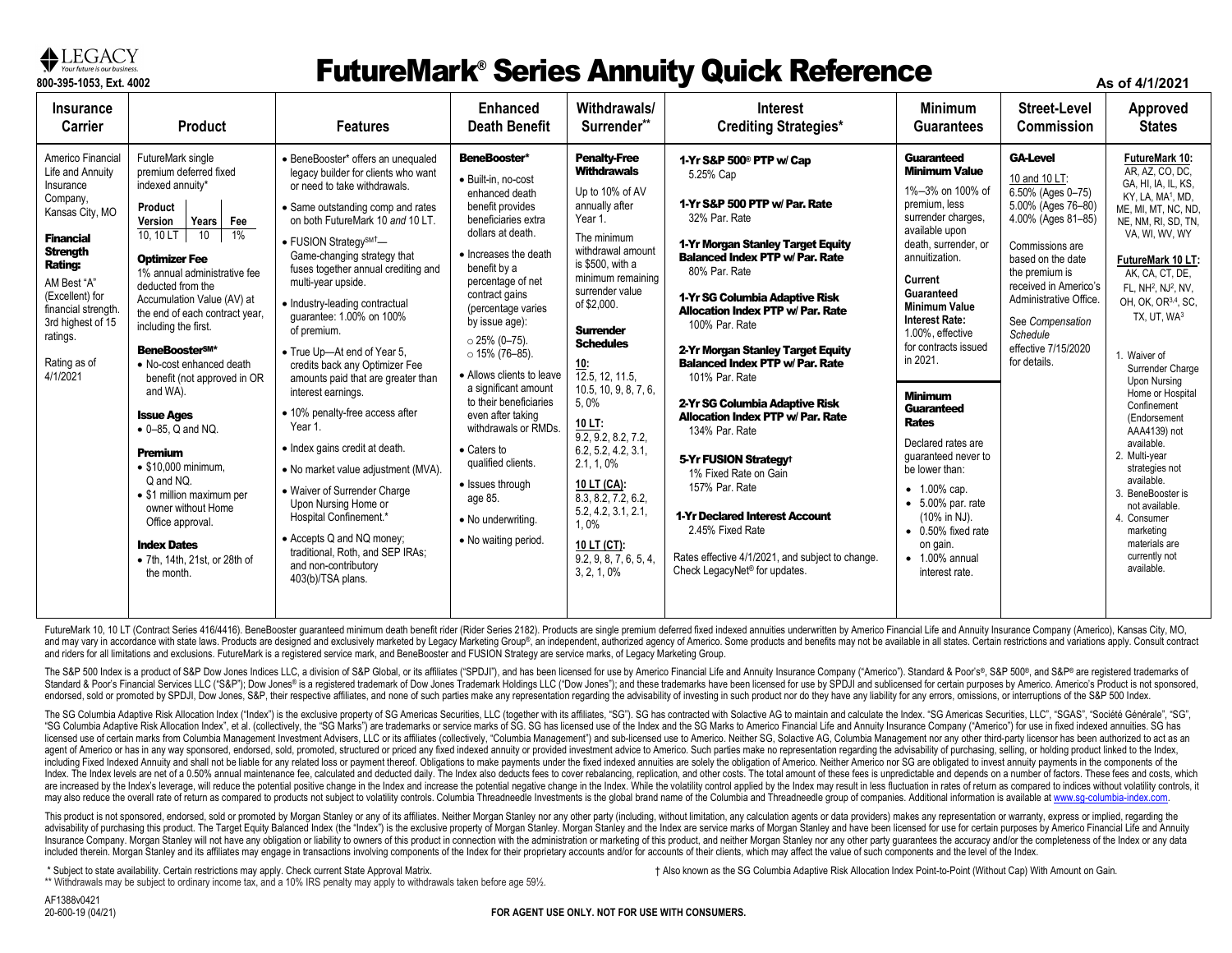LEGACY
*Your future is our business.*

800-395-1053, Ext. 4002

# FutureMark® Series Annuity Quick Reference

As of 4/1/2021

| Insurance Carrier | Product | Features | Enhanced Death Benefit | Withdrawals/ Surrender** | Interest Crediting Strategies* | Minimum Guarantees | Street-Level Commission | Approved States |
|---|---|---|---|---|---|---|---|---|
| Americo Financial Life and Annuity Insurance Company, Kansas City, MO<br><br>**Financial Strength Rating:**<br>AM Best "A" (Excellent) for financial strength. 3rd highest of 15 ratings.<br><br>Rating as of 4/1/2021 | FutureMark single premium deferred fixed indexed annuity*<br><br>**Product Version** / **Years** / **Fee**: 10, 10 LT / 10 / 1%<br><br>**Optimizer Fee**<br>1% annual administrative fee deducted from the Accumulation Value (AV) at the end of each contract year, including the first.<br><br>**BeneBooster℠***<br>• No-cost enhanced death benefit (not approved in OR and WA).<br><br>**Issue Ages**<br>• 0–85, Q and NQ.<br><br>**Premium**<br>• $10,000 minimum, Q and NQ.<br>• $1 million maximum per owner without Home Office approval.<br><br>**Index Dates**<br>• 7th, 14th, 21st, or 28th of the month. | • BeneBooster* offers an unequaled legacy builder for clients who want or need to take withdrawals.<br>• Same outstanding comp and rates on both FutureMark 10 *and* 10 LT.<br>• FUSION Strategy℠†—Game-changing strategy that fuses together annual crediting and multi-year upside.<br>• Industry-leading contractual guarantee: 1.00% on 100% of premium.<br>• True Up—At end of Year 5, credits back any Optimizer Fee amounts paid that are greater than interest earnings.<br>• 10% penalty-free access after Year 1.<br>• Index gains credit at death.<br>• No market value adjustment (MVA).<br>• Waiver of Surrender Charge Upon Nursing Home or Hospital Confinement.*<br>• Accepts Q and NQ money; traditional, Roth, and SEP IRAs; and non-contributory 403(b)/TSA plans. | **BeneBooster***<br>• Built-in, no-cost enhanced death benefit provides beneficiaries extra dollars at death.<br>• Increases the death benefit by a percentage of net contract gains (percentage varies by issue age):<br>○ 25% (0–75).<br>○ 15% (76–85).<br>• Allows clients to leave a significant amount to their beneficiaries even after taking withdrawals or RMDs.<br>• Caters to qualified clients.<br>• Issues through age 85.<br>• No underwriting.<br>• No waiting period. | **Penalty-Free Withdrawals**<br>Up to 10% of AV annually after Year 1.<br>The minimum withdrawal amount is $500, with a minimum remaining surrender value of $2,000.<br><br>**Surrender Schedules**<br><u>10:</u><br>12.5, 12, 11.5, 10.5, 10, 9, 8, 7, 6, 5, 0%<br><u>10 LT:</u><br>9.2, 9.2, 8.2, 7.2, 6.2, 5.2, 4.2, 3.1, 2.1, 1, 0%<br><u>10 LT (CA):</u><br>8.3, 8.2, 7.2, 6.2, 5.2, 4.2, 3.1, 2.1, 1, 0%<br><u>10 LT (CT):</u><br>9.2, 9, 8, 7, 6, 5, 4, 3, 2, 1, 0% | **1-Yr S&P 500® PTP w/ Cap**<br>5.25% Cap<br><br>**1-Yr S&P 500 PTP w/ Par. Rate**<br>32% Par. Rate<br><br>**1-Yr Morgan Stanley Target Equity Balanced Index PTP w/ Par. Rate**<br>80% Par. Rate<br><br>**1-Yr SG Columbia Adaptive Risk Allocation Index PTP w/ Par. Rate**<br>100% Par. Rate<br><br>**2-Yr Morgan Stanley Target Equity Balanced Index PTP w/ Par. Rate**<br>101% Par. Rate<br><br>**2-Yr SG Columbia Adaptive Risk Allocation Index PTP w/ Par. Rate**<br>134% Par. Rate<br><br>**5-Yr FUSION Strategy†**<br>1% Fixed Rate on Gain<br>157% Par. Rate<br><br>**1-Yr Declared Interest Account**<br>2.45% Fixed Rate<br><br>Rates effective 4/1/2021, and subject to change. Check LegacyNet® for updates. | **Guaranteed Minimum Value**<br>1%–3% on 100% of premium, less surrender charges, available upon death, surrender, or annuitization.<br><br>**Current Guaranteed Minimum Value Interest Rate:**<br>1.00%, effective for contracts issued in 2021.<br><br>**Minimum Guaranteed Rates**<br>Declared rates are guaranteed never to be lower than:<br>• 1.00% cap.<br>• 5.00% par. rate (10% in NJ).<br>• 0.50% fixed rate on gain.<br>• 1.00% annual interest rate. | **GA-Level**<br><u>10 and 10 LT</u>:<br>6.50% (Ages 0–75)<br>5.00% (Ages 76–80)<br>4.00% (Ages 81–85)<br><br>Commissions are based on the date the premium is received in Americo's Administrative Office.<br><br>See *Compensation Schedule* effective 7/15/2020 for details. | **<u>FutureMark 10:</u>**<br>AR, AZ, CO, DC, GA, HI, IA, IL, KS, KY, LA, MA[1], MD, ME, MI, MT, NC, ND, NE, NM, RI, SD, TN, VA, WI, WV, WY<br><br>**<u>FutureMark 10 LT:</u>**<br>AK, CA, CT, DE, FL, NH[2], NJ[2], NV, OH, OK, OR[3,4], SC, TX, UT, WA[3]<br><br>1. Waiver of Surrender Charge Upon Nursing Home or Hospital Confinement (Endorsement AAA4139) not available.<br>2. Multi-year strategies not available.<br>3. BeneBooster is not available.<br>4. Consumer marketing materials are currently not available. |

FutureMark 10, 10 LT (Contract Series 416/4416). BeneBooster guaranteed minimum death benefit rider (Rider Series 2182). Products are single premium deferred fixed indexed annuities underwritten by Americo Financial Life and Annuity Insurance Company (Americo), Kansas City, MO, and may vary in accordance with state laws. Products are designed and exclusively marketed by Legacy Marketing Group®, an independent, authorized agency of Americo. Some products and benefits may not be available in all states. Certain restrictions and variations apply. Consult contract and riders for all limitations and exclusions. FutureMark is a registered service mark, and BeneBooster and FUSION Strategy are service marks, of Legacy Marketing Group.

The S&P 500 Index is a product of S&P Dow Jones Indices LLC, a division of S&P Global, or its affiliates ("SPDJI"), and has been licensed for use by Americo Financial Life and Annuity Insurance Company ("Americo"). Standard & Poor's®, S&P 500®, and S&P® are registered trademarks of Standard & Poor's Financial Services LLC ("S&P"); Dow Jones® is a registered trademark of Dow Jones Trademark Holdings LLC ("Dow Jones"); and these trademarks have been licensed for use by SPDJI and sublicensed for certain purposes by Americo. Americo's Product is not sponsored, endorsed, sold or promoted by SPDJI, Dow Jones, S&P, their respective affiliates, and none of such parties make any representation regarding the advisability of investing in such product nor do they have any liability for any errors, omissions, or interruptions of the S&P 500 Index.

The SG Columbia Adaptive Risk Allocation Index ("Index") is the exclusive property of SG Americas Securities, LLC (together with its affiliates, "SG"). SG has contracted with Solactive AG to maintain and calculate the Index. "SG Americas Securities, LLC", "SGAS", "Société Générale", "SG", "SG Columbia Adaptive Risk Allocation Index", et al. (collectively, the "SG Marks") are trademarks or service marks of SG. SG has licensed use of the Index and the SG Marks to Americo Financial Life and Annuity Insurance Company ("Americo") for use in fixed indexed annuities. SG has licensed use of certain marks from Columbia Management Investment Advisers, LLC or its affiliates (collectively, "Columbia Management") and sub-licensed use to Americo. Neither SG, Solactive AG, Columbia Management nor any other third-party licensor has been authorized to act as an agent of Americo or has in any way sponsored, endorsed, sold, promoted, structured or priced any fixed indexed annuity or provided investment advice to Americo. Such parties make no representation regarding the advisability of purchasing, selling, or holding product linked to the Index, including Fixed Indexed Annuity and shall not be liable for any related loss or payment thereof. Obligations to make payments under the fixed indexed annuities are solely the obligation of Americo. Neither Americo nor SG are obligated to invest annuity payments in the components of the Index. The Index levels are net of a 0.50% annual maintenance fee, calculated and deducted daily. The Index also deducts fees to cover rebalancing, replication, and other costs. The total amount of these fees is unpredictable and depends on a number of factors. These fees and costs, which are increased by the Index's leverage, will reduce the potential positive change in the Index and increase the potential negative change in the Index. While the volatility control applied by the Index may result in less fluctuation in rates of return as compared to indices without volatility controls, it may also reduce the overall rate of return as compared to products not subject to volatility controls. Columbia Threadneedle Investments is the global brand name of the Columbia and Threadneedle group of companies. Additional information is available at www.sg-columbia-index.com.

This product is not sponsored, endorsed, sold or promoted by Morgan Stanley or any of its affiliates. Neither Morgan Stanley nor any other party (including, without limitation, any calculation agents or data providers) makes any representation or warranty, express or implied, regarding the advisability of purchasing this product. The Target Equity Balanced Index (the "Index") is the exclusive property of Morgan Stanley. Morgan Stanley and the Index are service marks of Morgan Stanley and have been licensed for use for certain purposes by Americo Financial Life and Annuity Insurance Company. Morgan Stanley will not have any obligation or liability to owners of this product in connection with the administration or marketing of this product, and neither Morgan Stanley nor any other party guarantees the accuracy and/or the completeness of the Index or any data included therein. Morgan Stanley and its affiliates may engage in transactions involving components of the Index for their proprietary accounts and/or for accounts of their clients, which may affect the value of such components and the level of the Index.

\* Subject to state availability. Certain restrictions may apply. Check current State Approval Matrix.

† Also known as the SG Columbia Adaptive Risk Allocation Index Point-to-Point (Without Cap) With Amount on Gain.

\*\* Withdrawals may be subject to ordinary income tax, and a 10% IRS penalty may apply to withdrawals taken before age 59½.

AF1388v0421
20-600-19 (04/21)

**FOR AGENT USE ONLY. NOT FOR USE WITH CONSUMERS.**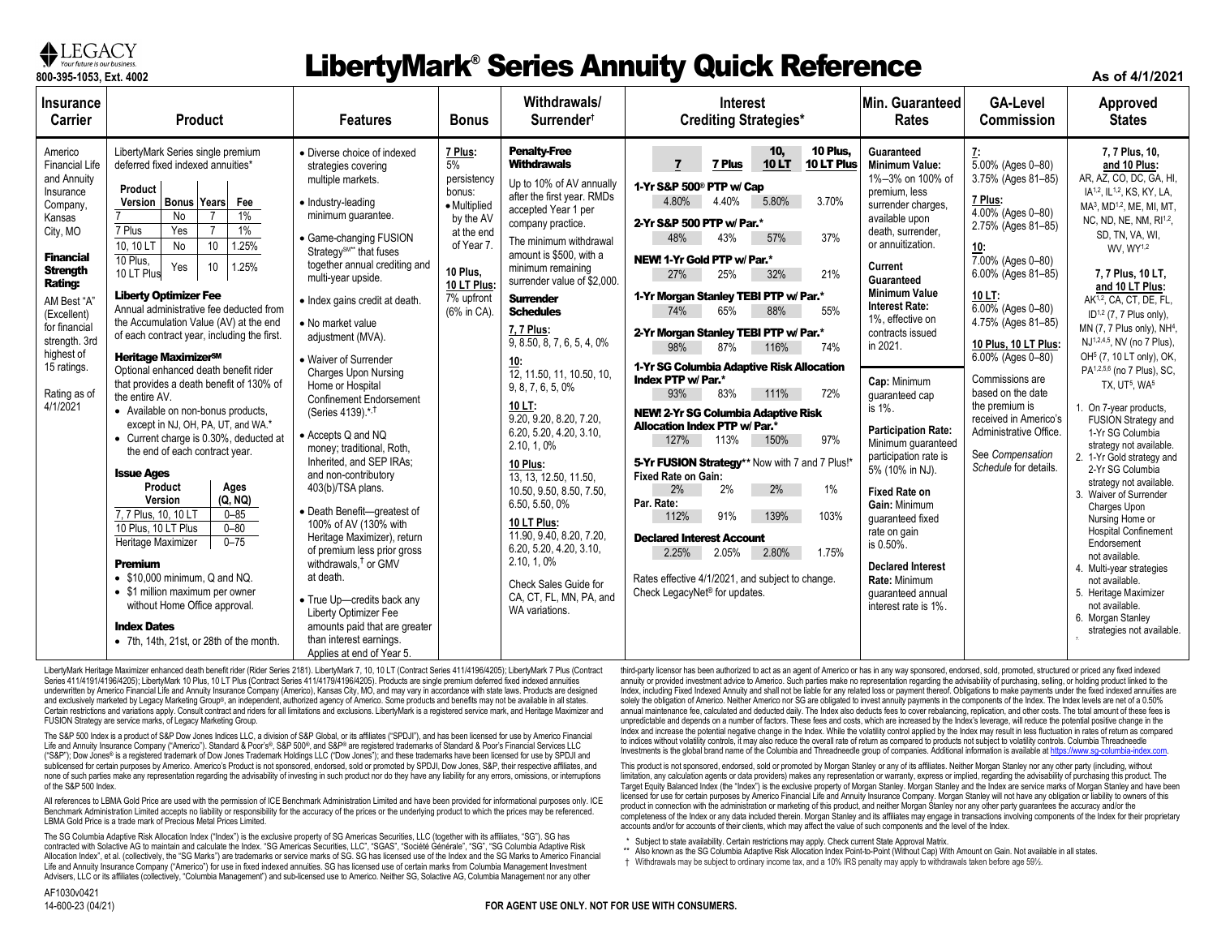LEGACY
Your future is our business.
800-395-1053, Ext. 4002

# LibertyMark® Series Annuity Quick Reference

As of 4/1/2021

| Insurance Carrier | Product | Features | Bonus | Withdrawals/ Surrender† | Interest Crediting Strategies* | Min. Guaranteed Rates | GA-Level Commission | Approved States |
|---|---|---|---|---|---|---|---|---|
| Americo Financial Life and Annuity Insurance Company, Kansas City, MO<br><br>**Financial Strength Rating:**<br>AM Best "A" (Excellent) for financial strength. 3rd highest of 15 ratings.<br><br>Rating as of 4/1/2021 | LibertyMark Series single premium deferred fixed indexed annuities*<br><br>Product Version / Bonus / Years / Fee:<br>7 / No / 7 / 1%<br>7 Plus / Yes / 7 / 1%<br>10, 10 LT / No / 10 / 1.25%<br>10 Plus, 10 LT Plus / Yes / 10 / 1.25%<br><br>**Liberty Optimizer Fee**<br>Annual administrative fee deducted from the Accumulation Value (AV) at the end of each contract year, including the first.<br><br>**Heritage Maximizer℠**<br>Optional enhanced death benefit rider that provides a death benefit of 130% of the entire AV.<br>• Available on non-bonus products, except in NJ, OH, PA, UT, and WA.*<br>• Current charge is 0.30%, deducted at the end of each contract year.<br><br>**Issue Ages**<br>Product Version / Ages (Q, NQ):<br>7, 7 Plus, 10, 10 LT / 0–85<br>10 Plus, 10 LT Plus / 0–80<br>Heritage Maximizer / 0–75<br><br>**Premium**<br>• $10,000 minimum, Q and NQ.<br>• $1 million maximum per owner without Home Office approval.<br><br>**Index Dates**<br>• 7th, 14th, 21st, or 28th of the month. | • Diverse choice of indexed strategies covering multiple markets.<br>• Industry-leading minimum guarantee.<br>• Game-changing FUSION Strategy℠ that fuses together annual crediting and multi-year upside.<br>• Index gains credit at death.<br>• No market value adjustment (MVA).<br>• Waiver of Surrender Charges Upon Nursing Home or Hospital Confinement Endorsement (Series 4139).*,†<br>• Accepts Q and NQ money; traditional, Roth, Inherited, and SEP IRAs; and non-contributory 403(b)/TSA plans.<br>• Death Benefit—greatest of 100% of AV (130% with Heritage Maximizer), return of premium less prior gross withdrawals,† or GMV at death.<br>• True Up—credits back any Liberty Optimizer Fee amounts paid that are greater than interest earnings. Applies at end of Year 5. | **7 Plus:**<br>5% persistency bonus:<br>• Multiplied by the AV at the end of Year 7.<br><br>**10 Plus, 10 LT Plus:**<br>7% upfront (6% in CA). | **Penalty-Free Withdrawals**<br>Up to 10% of AV annually after the first year. RMDs accepted Year 1 per company practice.<br>The minimum withdrawal amount is $500, with a minimum remaining surrender value of $2,000.<br><br>**Surrender Schedules**<br>**7, 7 Plus:**<br>9, 8.50, 8, 7, 6, 5, 4, 0%<br>**10:**<br>12, 11.50, 11, 10.50, 10, 9, 8, 7, 6, 5, 0%<br>**10 LT:**<br>9.20, 9.20, 8.20, 7.20, 6.20, 5.20, 4.20, 3.10, 2.10, 1, 0%<br>**10 Plus:**<br>13, 13, 12.50, 11.50, 10.50, 9.50, 8.50, 7.50, 6.50, 5.50, 0%<br>**10 LT Plus:**<br>11.90, 9.40, 8.20, 7.20, 6.20, 5.20, 4.20, 3.10, 2.10, 1, 0%<br><br>Check Sales Guide for CA, CT, FL, MN, PA, and WA variations. | See Interest Crediting Strategies table below. | **Guaranteed Minimum Value:** 1%–3% on 100% of premium, less surrender charges, available upon death, surrender, or annuitization.<br><br>**Current Guaranteed Minimum Value Interest Rate:** 1%, effective on contracts issued in 2021.<br><br>**Cap:** Minimum guaranteed cap is 1%.<br><br>**Participation Rate:** Minimum guaranteed participation rate is 5% (10% in NJ).<br><br>**Fixed Rate on Gain:** Minimum guaranteed fixed rate on gain is 0.50%.<br><br>**Declared Interest Rate:** Minimum guaranteed annual interest rate is 1%. | **7:**<br>5.00% (Ages 0–80)<br>3.75% (Ages 81–85)<br>**7 Plus:**<br>4.00% (Ages 0–80)<br>2.75% (Ages 81–85)<br>**10:**<br>7.00% (Ages 0–80)<br>6.00% (Ages 81–85)<br>**10 LT:**<br>6.00% (Ages 0–80)<br>4.75% (Ages 81–85)<br>**10 Plus, 10 LT Plus:**<br>6.00% (Ages 0–80)<br><br>Commissions are based on the date the premium is received in Americo's Administrative Office.<br><br>See *Compensation Schedule* for details. | **7, 7 Plus, 10, and 10 Plus:**<br>AR, AZ, CO, DC, GA, HI, IA[1,2], IL[1,2], KS, KY, LA, MA[3], MD[1,2], ME, MI, MT, NC, ND, NE, NM, RI[1,2], SD, TN, VA, WI, WV, WY[1,2]<br><br>**7, 7 Plus, 10 LT, and 10 LT Plus:**<br>AK[1,2], CA, CT, DE, FL, ID[1,2] (7, 7 Plus only), MN (7, 7 Plus only), NH[4], NJ[1,2,4,5], NV (no 7 Plus), OH[5] (7, 10 LT only), OK, PA[1,2,5,6] (no 7 Plus), SC, TX, UT[5], WA[5]<br><br>1. On 7-year products, FUSION Strategy and 1-Yr SG Columbia strategy not available.<br>2. 1-Yr Gold strategy and 2-Yr SG Columbia strategy not available.<br>3. Waiver of Surrender Charges Upon Nursing Home or Hospital Confinement Endorsement not available.<br>4. Multi-year strategies not available.<br>5. Heritage Maximizer not available.<br>6. Morgan Stanley strategies not available.<br>7. |

**Interest Crediting Strategies***

| Strategy | 7 | 7 Plus | 10, 10 LT | 10 Plus, 10 LT Plus |
|---|---|---|---|---|
| 1-Yr S&P 500® PTP w/ Cap | 4.80% | 4.40% | 5.80% | 3.70% |
| 2-Yr S&P 500 PTP w/ Par.* | 48% | 43% | 57% | 37% |
| NEW! 1-Yr Gold PTP w/ Par.* | 27% | 25% | 32% | 21% |
| 1-Yr Morgan Stanley TEBI PTP w/ Par.* | 74% | 65% | 88% | 55% |
| 2-Yr Morgan Stanley TEBI PTP w/ Par.* | 98% | 87% | 116% | 74% |
| 1-Yr SG Columbia Adaptive Risk Allocation Index PTP w/ Par.* | 93% | 83% | 111% | 72% |
| NEW! 2-Yr SG Columbia Adaptive Risk Allocation Index PTP w/ Par.* | 127% | 113% | 150% | 97% |
| 5-Yr FUSION Strategy** Now with 7 and 7 Plus!* — Fixed Rate on Gain: | 2% | 2% | 2% | 1% |
| 5-Yr FUSION Strategy — Par. Rate: | 112% | 91% | 139% | 103% |
| Declared Interest Account | 2.25% | 2.05% | 2.80% | 1.75% |

Rates effective 4/1/2021, and subject to change. Check LegacyNet® for updates.

LibertyMark Heritage Maximizer enhanced death benefit rider (Rider Series 2181). LibertyMark 7, 10, 10 LT (Contract Series 411/4196/4205); LibertyMark 7 Plus (Contract Series 411/4191/4196/4205); LibertyMark 10 Plus, 10 LT Plus (Contract Series 411/4179/4196/4205). Products are single premium deferred fixed indexed annuities underwritten by Americo Financial Life and Annuity Insurance Company (Americo), Kansas City, MO, and may vary in accordance with state laws. Products are designed and exclusively marketed by Legacy Marketing Group®, an independent, authorized agency of Americo. Some products and benefits may not be available in all states. Certain restrictions and variations apply. Consult contract and riders for all limitations and exclusions. LibertyMark is a registered service mark, and Heritage Maximizer and FUSION Strategy are service marks, of Legacy Marketing Group.

The S&P 500 Index is a product of S&P Dow Jones Indices LLC, a division of S&P Global, or its affiliates ("SPDJI"), and has been licensed for use by Americo Financial Life and Annuity Insurance Company ("Americo"). Standard & Poor's®, S&P 500®, and S&P® are registered trademarks of Standard & Poor's Financial Services LLC ("S&P"); Dow Jones® is a registered trademark of Dow Jones Trademark Holdings LLC ("Dow Jones"); and these trademarks have been licensed for use by SPDJI and sublicensed for certain purposes by Americo. Americo's Product is not sponsored, endorsed, sold or promoted by SPDJI, Dow Jones, S&P, their respective affiliates, and none of such parties make any representation regarding the advisability of investing in such product nor do they have any liability for any errors, omissions, or interruptions of the S&P 500 Index.

All references to LBMA Gold Price are used with the permission of ICE Benchmark Administration Limited and have been provided for informational purposes only. ICE Benchmark Administration Limited accepts no liability or responsibility for the accuracy of the prices or the underlying product to which the prices may be referenced. LBMA Gold Price is a trade mark of Precious Metal Prices Limited.

The SG Columbia Adaptive Risk Allocation Index ("Index") is the exclusive property of SG Americas Securities, LLC (together with its affiliates, "SG"). SG has contracted with Solactive AG to maintain and calculate the Index. "SG Americas Securities, LLC", "SGAS", "Société Générale", "SG", "SG Columbia Adaptive Risk Allocation Index", et al. (collectively, the "SG Marks") are trademarks or service marks of SG. SG has licensed use of the Index and the SG Marks to Americo Financial Life and Annuity Insurance Company ("Americo") for use in fixed indexed annuities. SG has licensed use of certain marks from Columbia Management Investment Advisers, LLC or its affiliates (collectively, "Columbia Management") and sub-licensed use to Americo. Neither SG, Solactive AG, Columbia Management nor any other third-party licensor has been authorized to act as an agent of Americo or has in any way sponsored, endorsed, sold, promoted, structured or priced any fixed indexed annuity or provided investment advice to Americo. Such parties make no representation regarding the advisability of purchasing, selling, or holding product linked to the Index, including Fixed Indexed Annuity and shall not be liable for any related loss or payment thereof. Obligations to make payments under the fixed indexed annuities are solely the obligation of Americo. Neither Americo nor SG are obligated to invest annuity payments in the components of the Index. The Index levels are net of a 0.50% annual maintenance fee, calculated and deducted daily. The Index also deducts fees to cover rebalancing, replication, and other costs. The total amount of these fees is unpredictable and depends on a number of factors. These fees and costs, which are increased by the Index's leverage, will reduce the potential positive change in the Index and increase the potential negative change in the Index. While the volatility control applied by the Index may result in less fluctuation in rates of return as compared to indices without volatility controls, it may also reduce the overall rate of return as compared to products not subject to volatility controls. Columbia Threadneedle Investments is the global brand name of the Columbia and Threadneedle group of companies. Additional information is available at https://www.sg-columbia-index.com.

This product is not sponsored, endorsed, sold or promoted by Morgan Stanley or any of its affiliates. Neither Morgan Stanley nor any other party (including, without limitation, any calculation agents or data providers) makes any representation or warranty, express or implied, regarding the advisability of purchasing this product. The Target Equity Balanced Index (the "Index") is the exclusive property of Morgan Stanley. Morgan Stanley and the Index are service marks of Morgan Stanley and have been licensed for use for certain purposes by Americo Financial Life and Annuity Insurance Company. Morgan Stanley will not have any obligation or liability to owners of this product in connection with the administration or marketing of this product, and neither Morgan Stanley nor any other party guarantees the accuracy and/or the completeness of the Index or any data included therein. Morgan Stanley and its affiliates may engage in transactions involving components of the Index for their proprietary accounts and/or for accounts of their clients, which may affect the value of such components and the level of the Index.

\* Subject to state availability. Certain restrictions may apply. Check current State Approval Matrix.
\** Also known as the SG Columbia Adaptive Risk Allocation Index Point-to-Point (Without Cap) With Amount on Gain. Not available in all states.
† Withdrawals may be subject to ordinary income tax, and a 10% IRS penalty may apply to withdrawals taken before age 59½.

AF1030v0421
14-600-23 (04/21)

**FOR AGENT USE ONLY. NOT FOR USE WITH CONSUMERS.**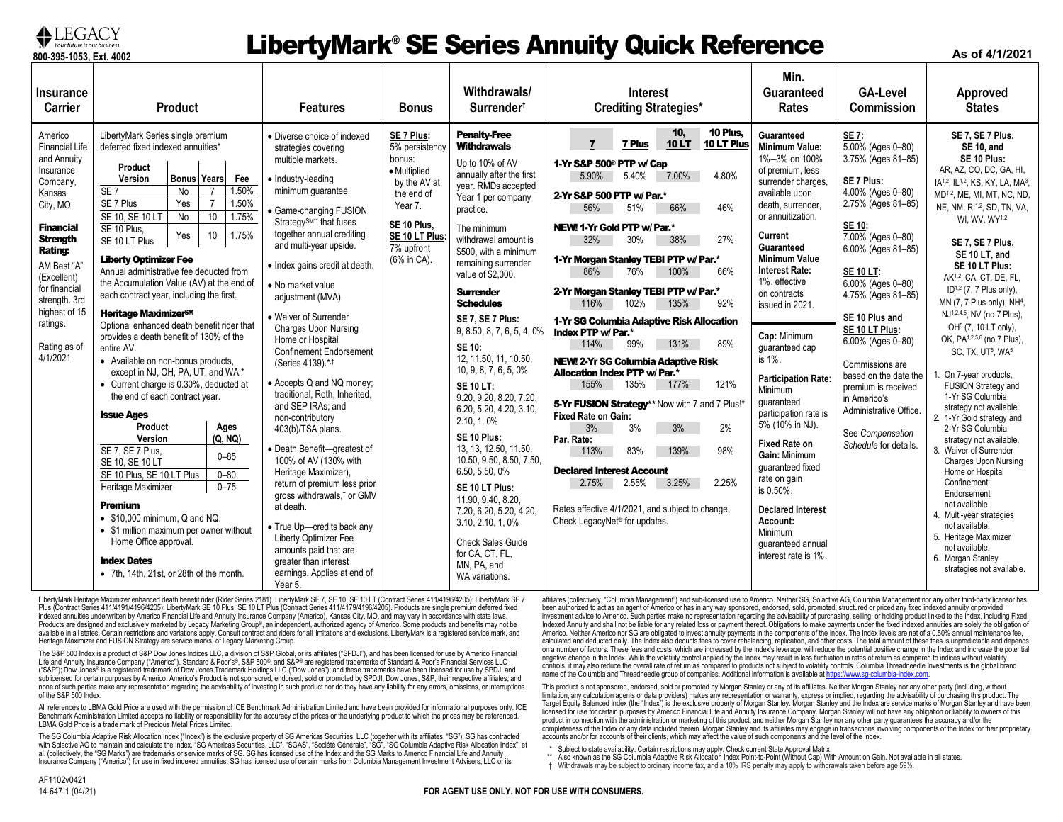LEGACY — Your future is our business.

800-395-1053, Ext. 4002

# LibertyMark® SE Series Annuity Quick Reference

As of 4/1/2021

| Insurance Carrier | Product | Features | Bonus | Withdrawals/ Surrender† | Interest Crediting Strategies* | Min. Guaranteed Rates | GA-Level Commission | Approved States |
|---|---|---|---|---|---|---|---|---|
| Americo Financial Life and Annuity Insurance Company, Kansas City, MO<br><br>**Financial Strength Rating:**<br>AM Best "A" (Excellent) for financial strength. 3rd highest of 15 ratings.<br><br>Rating as of 4/1/2021 | LibertyMark Series single premium deferred fixed indexed annuities*<br><br>Product Version / Bonus / Years / Fee:<br>SE 7 / No / 7 / 1.50%<br>SE 7 Plus / Yes / 7 / 1.50%<br>SE 10, SE 10 LT / No / 10 / 1.75%<br>SE 10 Plus, SE 10 LT Plus / Yes / 10 / 1.75%<br><br>**Liberty Optimizer Fee**<br>Annual administrative fee deducted from the Accumulation Value (AV) at the end of each contract year, including the first.<br><br>**Heritage Maximizer℠**<br>Optional enhanced death benefit rider that provides a death benefit of 130% of the entire AV.<br>• Available on non-bonus products, except in NJ, OH, PA, UT, and WA.*<br>• Current charge is 0.30%, deducted at the end of each contract year.<br><br>**Issue Ages**<br>Product Version / Ages (Q, NQ):<br>SE 7, SE 7 Plus, SE 10, SE 10 LT / 0–85<br>SE 10 Plus, SE 10 LT Plus / 0–80<br>Heritage Maximizer / 0–75<br><br>**Premium**<br>• $10,000 minimum, Q and NQ.<br>• $1 million maximum per owner without Home Office approval.<br><br>**Index Dates**<br>• 7th, 14th, 21st, or 28th of the month. | • Diverse choice of indexed strategies covering multiple markets.<br>• Industry-leading minimum guarantee.<br>• Game-changing FUSION Strategy℠** that fuses together annual crediting and multi-year upside.<br>• Index gains credit at death.<br>• No market value adjustment (MVA).<br>• Waiver of Surrender Charges Upon Nursing Home or Hospital Confinement Endorsement (Series 4139).*†<br>• Accepts Q and NQ money; traditional, Roth, Inherited, and SEP IRAs; and non-contributory 403(b)/TSA plans.<br>• Death Benefit—greatest of 100% of AV (130% with Heritage Maximizer), return of premium less prior gross withdrawals,† or GMV at death.<br>• True Up—credits back any Liberty Optimizer Fee amounts paid that are greater than interest earnings. Applies at end of Year 5. | **SE 7 Plus:** 5% persistency bonus:<br>• Multiplied by the AV at the end of Year 7.<br><br>**SE 10 Plus, SE 10 LT Plus:** 7% upfront (6% in CA). | **Penalty-Free Withdrawals**<br>Up to 10% of AV annually after the first year. RMDs accepted Year 1 per company practice.<br>The minimum withdrawal amount is $500, with a minimum remaining surrender value of $2,000.<br><br>**Surrender Schedules**<br>**SE 7, SE 7 Plus:** 9, 8.50, 8, 7, 6, 5, 4, 0%<br>**SE 10:** 12, 11.50, 11, 10.50, 10, 9, 8, 7, 6, 5, 0%<br>**SE 10 LT:** 9.20, 9.20, 8.20, 7.20, 6.20, 5.20, 4.20, 3.10, 2.10, 1, 0%<br>**SE 10 Plus:** 13, 13, 12.50, 11.50, 10.50, 9.50, 8.50, 7.50, 6.50, 5.50, 0%<br>**SE 10 LT Plus:** 11.90, 9.40, 8.20, 7.20, 6.20, 5.20, 4.20, 3.10, 2.10, 1, 0%<br><br>Check Sales Guide for CA, CT, FL, MN, PA, and WA variations. | See rates table below.<br><br>Rates effective 4/1/2021, and subject to change. Check LegacyNet® for updates. | **Guaranteed Minimum Value:** 1%–3% on 100% of premium, less surrender charges, available upon death, surrender, or annuitization.<br><br>**Current Guaranteed Minimum Value Interest Rate:** 1%, effective on contracts issued in 2021.<br><br>**Cap:** Minimum guaranteed cap is 1%.<br><br>**Participation Rate:** Minimum guaranteed participation rate is 5% (10% in NJ).<br><br>**Fixed Rate on Gain:** Minimum guaranteed fixed rate on gain is 0.50%.<br><br>**Declared Interest Account:** Minimum guaranteed annual interest rate is 1%. | **SE 7:** 5.00% (Ages 0–80) 3.75% (Ages 81–85)<br><br>**SE 7 Plus:** 4.00% (Ages 0–80) 2.75% (Ages 81–85)<br><br>**SE 10:** 7.00% (Ages 0–80) 6.00% (Ages 81–85)<br><br>**SE 10 LT:** 6.00% (Ages 0–80) 4.75% (Ages 81–85)<br><br>**SE 10 Plus and SE 10 LT Plus:** 6.00% (Ages 0–80)<br><br>Commissions are based on the date the premium is received in Americo's Administrative Office.<br><br>See *Compensation Schedule* for details. | **SE 7, SE 7 Plus, SE 10, and SE 10 Plus:** AR, AZ, CO, DC, GA, HI, IA[1,2], IL[1,2], KS, KY, LA, MA[3], MD[1,2], ME, MI, MT, NC, ND, NE, NM, RI[1,2], SD, TN, VA, WI, WV, WY[1,2]<br><br>**SE 7, SE 7 Plus, SE 10 LT, and SE 10 LT Plus:** AK[1,2], CA, CT, DE, FL, ID[1,2] (7, 7 Plus only), MN (7, 7 Plus only), NH[4], NJ[1,2,4,5], NV (no 7 Plus), OH[5] (7, 10 LT only), OK, PA[1,2,5,6] (no 7 Plus), SC, TX, UT[5], WA[5]<br><br>1. On 7-year products, FUSION Strategy and 1-Yr SG Columbia strategy not available.<br>2. 1-Yr Gold strategy and 2-Yr SG Columbia strategy not available.<br>3. Waiver of Surrender Charges Upon Nursing Home or Hospital Confinement Endorsement not available.<br>4. Multi-year strategies not available.<br>5. Heritage Maximizer not available.<br>6. Morgan Stanley strategies not available. |

**Interest Crediting Strategies* — Rates**

| Strategy | 7 | 7 Plus | 10, 10 LT | 10 Plus, 10 LT Plus |
|---|---|---|---|---|
| 1-Yr S&P 500® PTP w/ Cap | 5.90% | 5.40% | 7.00% | 4.80% |
| 2-Yr S&P 500 PTP w/ Par.* | 56% | 51% | 66% | 46% |
| NEW! 1-Yr Gold PTP w/ Par.* | 32% | 30% | 38% | 27% |
| 1-Yr Morgan Stanley TEBI PTP w/ Par.* | 86% | 76% | 100% | 66% |
| 2-Yr Morgan Stanley TEBI PTP w/ Par.* | 116% | 102% | 135% | 92% |
| 1-Yr SG Columbia Adaptive Risk Allocation Index PTP w/ Par.* | 114% | 99% | 131% | 89% |
| NEW! 2-Yr SG Columbia Adaptive Risk Allocation Index PTP w/ Par.* | 155% | 135% | 177% | 121% |
| 5-Yr FUSION Strategy** Now with 7 and 7 Plus!* — Fixed Rate on Gain: | 3% | 3% | 3% | 2% |
| Par. Rate: | 113% | 83% | 139% | 98% |
| Declared Interest Account | 2.75% | 2.55% | 3.25% | 2.25% |

LibertyMark Heritage Maximizer enhanced death benefit rider (Rider Series 2181). LibertyMark SE 7, SE 10, SE 10 LT (Contract Series 411/4196/4205); LibertyMark SE 7 Plus (Contract Series 411/4191/4196/4205); LibertyMark SE 10 Plus, SE 10 LT Plus (Contract Series 411/4179/4196/4205). Products are single premium deferred fixed indexed annuities underwritten by Americo Financial Life and Annuity Insurance Company (Americo), Kansas City, MO, and may vary in accordance with state laws. Products are designed and exclusively marketed by Legacy Marketing Group®, an independent, authorized agency of Americo. Some products and benefits may not be available in all states. Certain restrictions and variations apply. Consult contract and riders for all limitations and exclusions. LibertyMark is a registered service mark, and Heritage Maximizer and FUSION Strategy are service marks, of Legacy Marketing Group.

The S&P 500 Index is a product of S&P Dow Jones Indices LLC, a division of S&P Global, or its affiliates ("SPDJI"), and has been licensed for use by Americo Financial Life and Annuity Insurance Company ("Americo"). Standard & Poor's®, S&P 500®, and S&P® are registered trademarks of Standard & Poor's Financial Services LLC ("S&P"); Dow Jones® is a registered trademark of Dow Jones Trademark Holdings LLC ("Dow Jones"); and these trademarks have been licensed for use by SPDJI and sublicensed for certain purposes by Americo. Americo's Product is not sponsored, endorsed, sold or promoted by SPDJI, Dow Jones, S&P, their respective affiliates, and none of such parties make any representation regarding the advisability of investing in such product nor do they have any liability for any errors, omissions, or interruptions of the S&P 500 Index.

All references to LBMA Gold Price are used with the permission of ICE Benchmark Administration Limited and have been provided for informational purposes only. ICE Benchmark Administration Limited accepts no liability or responsibility for the accuracy of the prices or the underlying product to which the prices may be referenced. LBMA Gold Price is a trade mark of Precious Metal Prices Limited.

The SG Columbia Adaptive Risk Allocation Index ("Index") is the exclusive property of SG Americas Securities, LLC (together with its affiliates, "SG"). SG has contracted with Solactive AG to maintain and calculate the Index. "SG Americas Securities, LLC", "SGAS", "Société Générale", "SG", "SG Columbia Adaptive Risk Allocation Index", et al. (collectively, the "SG Marks") are trademarks or service marks of SG. SG has licensed use of the Index and the SG Marks to Americo Financial Life and Annuity Insurance Company ("Americo") for use in fixed indexed annuities. SG has licensed use of certain marks from Columbia Management Investment Advisers, LLC or its affiliates (collectively, "Columbia Management") and sub-licensed use to Americo. Neither SG, Solactive AG, Columbia Management nor any other third-party licensor has been authorized to act as an agent of Americo or has in any way sponsored, endorsed, sold, promoted, structured or priced any fixed indexed annuity or provided investment advice to Americo. Such parties make no representation regarding the advisability of purchasing, selling, or holding product linked to the Index, including Fixed Indexed Annuity and shall not be liable for any related loss or payment thereof. Obligations to make payments under the fixed indexed annuities are solely the obligation of Americo. Neither Americo nor SG are obligated to invest annuity payments in the components of the Index. The Index levels are net of a 0.50% annual maintenance fee, calculated and deducted daily. The Index also deducts fees to cover rebalancing, replication, and other costs. The total amount of these fees is unpredictable and depends on a number of factors. These fees and costs, which are increased by the Index's leverage, will reduce the potential positive change in the Index and increase the potential negative change in the Index. While the volatility control applied by the Index may result in less fluctuation in rates of return as compared to indices without volatility controls, it may also reduce the overall rate of return as compared to products not subject to volatility controls. Columbia Threadneedle Investments is the global brand name of the Columbia and Threadneedle group of companies. Additional information is available at https://www.sg-columbia-index.com.

This product is not sponsored, endorsed, sold or promoted by Morgan Stanley or any of its affiliates. Neither Morgan Stanley nor any other party (including, without limitation, any calculation agents or data providers) makes any representation or warranty, express or implied, regarding the advisability of purchasing this product. The Target Equity Balanced Index (the "Index") is the exclusive property of Morgan Stanley. Morgan Stanley and the Index are service marks of Morgan Stanley and have been licensed for use for certain purposes by Americo Financial Life and Annuity Insurance Company. Morgan Stanley will not have any obligation or liability to owners of this product in connection with the administration or marketing of this product, and neither Morgan Stanley nor any other party guarantees the accuracy and/or the completeness of the Index or any data included therein. Morgan Stanley and its affiliates may engage in transactions involving components of the Index for their proprietary accounts and/or for accounts of their clients, which may affect the value of such components and the level of the Index.

\* Subject to state availability. Certain restrictions may apply. Check current State Approval Matrix.
\** Also known as the SG Columbia Adaptive Risk Allocation Index Point-to-Point (Without Cap) With Amount on Gain. Not available in all states.
† Withdrawals may be subject to ordinary income tax, and a 10% IRS penalty may apply to withdrawals taken before age 59½.

AF1102v0421
14-647-1 (04/21)

**FOR AGENT USE ONLY. NOT FOR USE WITH CONSUMERS.**